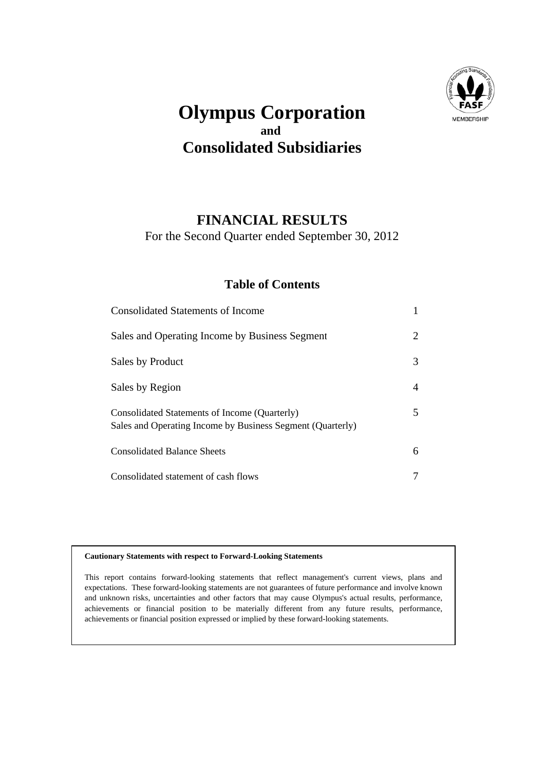# Olympus Corporation
**and**
# Consolidated Subsidiaries

## FINANCIAL RESULTS

For the Second Quarter ended September 30, 2012

### Table of Contents

| | |
|---|---|
| Consolidated Statements of Income | 1 |
| Sales and Operating Income by Business Segment | 2 |
| Sales by Product | 3 |
| Sales by Region | 4 |
| Consolidated Statements of Income (Quarterly)<br>Sales and Operating Income by Business Segment (Quarterly) | 5 |
| Consolidated Balance Sheets | 6 |
| Consolidated statement of cash flows | 7 |

**Cautionary Statements with respect to Forward-Looking Statements**

This report contains forward-looking statements that reflect management's current views, plans and expectations. These forward-looking statements are not guarantees of future performance and involve known and unknown risks, uncertainties and other factors that may cause Olympus's actual results, performance, achievements or financial position to be materially different from any future results, performance, achievements or financial position expressed or implied by these forward-looking statements.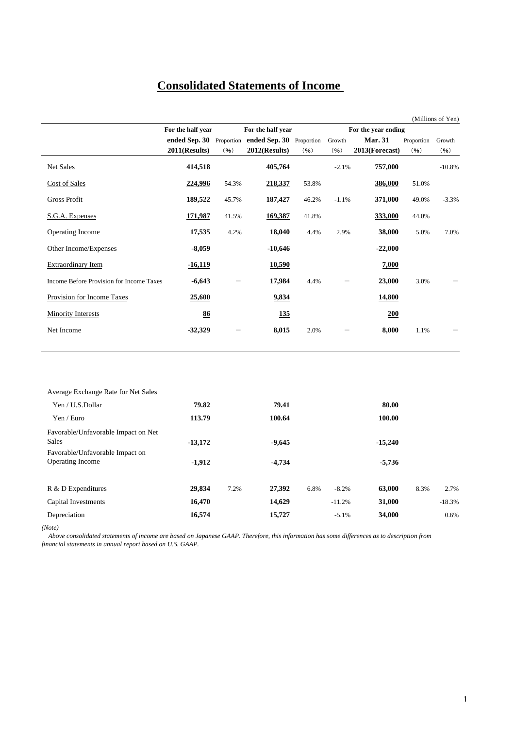# Consolidated Statements of Income

(Millions of Yen)

| | For the half year ended Sep. 30 2011(Results) | Proportion (%) | For the half year ended Sep. 30 2012(Results) | Proportion (%) | Growth (%) | For the year ending Mar. 31 2013(Forecast) | Proportion (%) | Growth (%) |
|---|---|---|---|---|---|---|---|---|
| Net Sales | **414,518** | | **405,764** | | -2.1% | **757,000** | | -10.8% |
| Cost of Sales | **224,996** | 54.3% | **218,337** | 53.8% | | **386,000** | 51.0% | |
| Gross Profit | **189,522** | 45.7% | **187,427** | 46.2% | -1.1% | **371,000** | 49.0% | -3.3% |
| S.G.A. Expenses | **171,987** | 41.5% | **169,387** | 41.8% | | **333,000** | 44.0% | |
| Operating Income | **17,535** | 4.2% | **18,040** | 4.4% | 2.9% | **38,000** | 5.0% | 7.0% |
| Other Income/Expenses | **-8,059** | | **-10,646** | | | **-22,000** | | |
| Extraordinary Item | **-16,119** | | **10,590** | | | **7,000** | | |
| Income Before Provision for Income Taxes | **-6,643** | － | **17,984** | 4.4% | － | **23,000** | 3.0% | － |
| Provision for Income Taxes | **25,600** | | **9,834** | | | **14,800** | | |
| Minority Interests | **86** | | **135** | | | **200** | | |
| Net Income | **-32,329** | － | **8,015** | 2.0% | － | **8,000** | 1.1% | － |

| | For the half year ended Sep. 30 2011(Results) | Proportion (%) | For the half year ended Sep. 30 2012(Results) | Proportion (%) | Growth (%) | For the year ending Mar. 31 2013(Forecast) | Proportion (%) | Growth (%) |
|---|---|---|---|---|---|---|---|---|
| Average Exchange Rate for Net Sales | | | | | | | | |
| Yen / U.S.Dollar | **79.82** | | **79.41** | | | **80.00** | | |
| Yen / Euro | **113.79** | | **100.64** | | | **100.00** | | |
| Favorable/Unfavorable Impact on Net Sales | **-13,172** | | **-9,645** | | | **-15,240** | | |
| Favorable/Unfavorable Impact on Operating Income | **-1,912** | | **-4,734** | | | **-5,736** | | |
| R & D Expenditures | **29,834** | 7.2% | **27,392** | 6.8% | -8.2% | **63,000** | 8.3% | 2.7% |
| Capital Investments | **16,470** | | **14,629** | | -11.2% | **31,000** | | -18.3% |
| Depreciation | **16,574** | | **15,727** | | -5.1% | **34,000** | | 0.6% |

*(Note)*

*Above consolidated statements of income are based on Japanese GAAP. Therefore, this information has some differences as to description from financial statements in annual report based on U.S. GAAP.*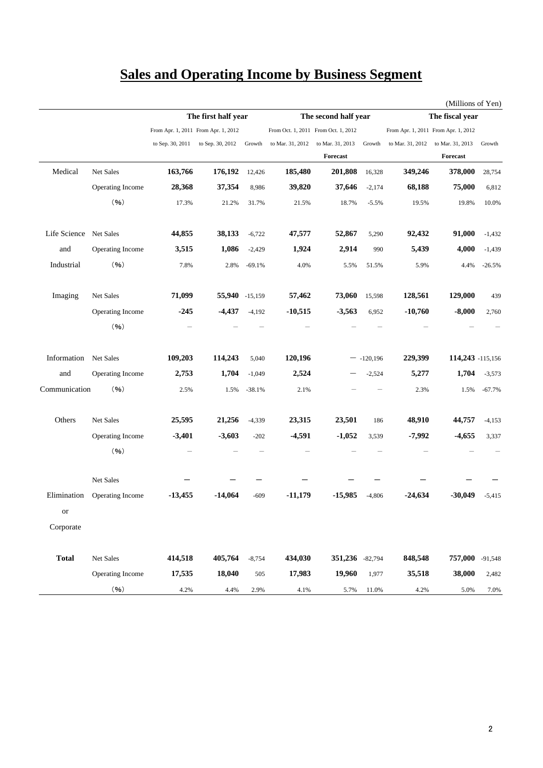# Sales and Operating Income by Business Segment

(Millions of Yen)

| | | The first half year | | | The second half year | | | The fiscal year | | |
|---|---|---|---|---|---|---|---|---|---|---|
| | | From Apr. 1, 2011 to Sep. 30, 2011 | From Apr. 1, 2012 to Sep. 30, 2012 | Growth | From Oct. 1, 2011 to Mar. 31, 2012 | From Oct. 1, 2012 to Mar. 31, 2013 | Growth | From Apr. 1, 2011 to Mar. 31, 2012 | From Apr. 1, 2012 to Mar. 31, 2013 | Growth |
| | | | | | | Forecast | | | Forecast | |
| Medical | Net Sales | **163,766** | **176,192** | 12,426 | **185,480** | **201,808** | 16,328 | **349,246** | **378,000** | 28,754 |
| | Operating Income | **28,368** | **37,354** | 8,986 | **39,820** | **37,646** | -2,174 | **68,188** | **75,000** | 6,812 |
| | (%) | 17.3% | 21.2% | 31.7% | 21.5% | 18.7% | -5.5% | 19.5% | 19.8% | 10.0% |
| Life Science and Industrial | Net Sales | **44,855** | **38,133** | -6,722 | **47,577** | **52,867** | 5,290 | **92,432** | **91,000** | -1,432 |
| | Operating Income | **3,515** | **1,086** | -2,429 | **1,924** | **2,914** | 990 | **5,439** | **4,000** | -1,439 |
| | (%) | 7.8% | 2.8% | -69.1% | 4.0% | 5.5% | 51.5% | 5.9% | 4.4% | -26.5% |
| Imaging | Net Sales | **71,099** | **55,940** | -15,159 | **57,462** | **73,060** | 15,598 | **128,561** | **129,000** | 439 |
| | Operating Income | **-245** | **-4,437** | -4,192 | **-10,515** | **-3,563** | 6,952 | **-10,760** | **-8,000** | 2,760 |
| | (%) | – | – | – | – | – | – | – | – | – |
| Information and Communication | Net Sales | **109,203** | **114,243** | 5,040 | **120,196** | **—** | -120,196 | **229,399** | **114,243** | -115,156 |
| | Operating Income | **2,753** | **1,704** | -1,049 | **2,524** | **—** | -2,524 | **5,277** | **1,704** | -3,573 |
| | (%) | 2.5% | 1.5% | -38.1% | 2.1% | – | – | 2.3% | 1.5% | -67.7% |
| Others | Net Sales | **25,595** | **21,256** | -4,339 | **23,315** | **23,501** | 186 | **48,910** | **44,757** | -4,153 |
| | Operating Income | **-3,401** | **-3,603** | -202 | **-4,591** | **-1,052** | 3,539 | **-7,992** | **-4,655** | 3,337 |
| | (%) | – | – | – | – | – | – | – | – | – |
| Elimination or Corporate | Net Sales | **—** | **—** | **—** | **—** | **—** | **—** | **—** | **—** | **—** |
| | Operating Income | **-13,455** | **-14,064** | -609 | **-11,179** | **-15,985** | -4,806 | **-24,634** | **-30,049** | -5,415 |
| **Total** | Net Sales | **414,518** | **405,764** | -8,754 | **434,030** | **351,236** | -82,794 | **848,548** | **757,000** | -91,548 |
| | Operating Income | **17,535** | **18,040** | 505 | **17,983** | **19,960** | 1,977 | **35,518** | **38,000** | 2,482 |
| | (%) | 4.2% | 4.4% | 2.9% | 4.1% | 5.7% | 11.0% | 4.2% | 5.0% | 7.0% |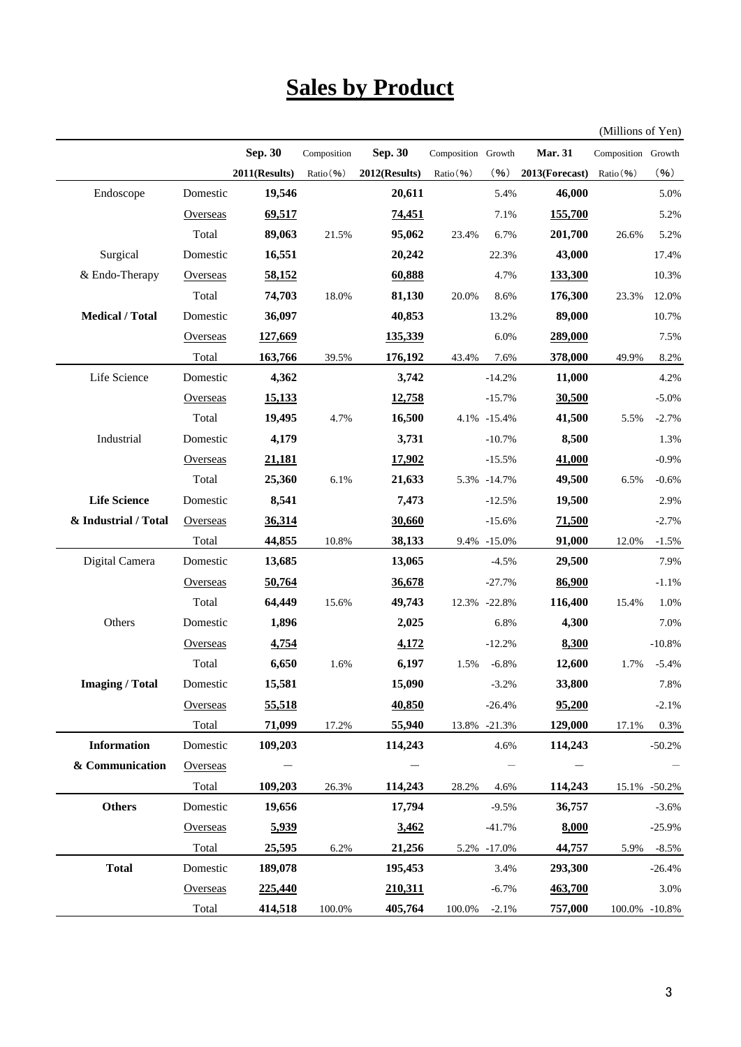# Sales by Product

(Millions of Yen)

| | | Sep. 30 2011(Results) | Composition Ratio(%) | Sep. 30 2012(Results) | Composition Ratio(%) | Growth (%) | Mar. 31 2013(Forecast) | Composition Ratio(%) | Growth (%) |
|---|---|---|---|---|---|---|---|---|---|
| Endoscope | Domestic | **19,546** | | **20,611** | | 5.4% | **46,000** | | 5.0% |
| | Overseas | **69,517** | | **74,451** | | 7.1% | **155,700** | | 5.2% |
| | Total | **89,063** | 21.5% | **95,062** | 23.4% | 6.7% | **201,700** | 26.6% | 5.2% |
| Surgical & Endo-Therapy | Domestic | **16,551** | | **20,242** | | 22.3% | **43,000** | | 17.4% |
| | Overseas | **58,152** | | **60,888** | | 4.7% | **133,300** | | 10.3% |
| | Total | **74,703** | 18.0% | **81,130** | 20.0% | 8.6% | **176,300** | 23.3% | 12.0% |
| **Medical / Total** | Domestic | **36,097** | | **40,853** | | 13.2% | **89,000** | | 10.7% |
| | Overseas | **127,669** | | **135,339** | | 6.0% | **289,000** | | 7.5% |
| | Total | **163,766** | 39.5% | **176,192** | 43.4% | 7.6% | **378,000** | 49.9% | 8.2% |
| Life Science | Domestic | **4,362** | | **3,742** | | -14.2% | **11,000** | | 4.2% |
| | Overseas | **15,133** | | **12,758** | | -15.7% | **30,500** | | -5.0% |
| | Total | **19,495** | 4.7% | **16,500** | 4.1% | -15.4% | **41,500** | 5.5% | -2.7% |
| Industrial | Domestic | **4,179** | | **3,731** | | -10.7% | **8,500** | | 1.3% |
| | Overseas | **21,181** | | **17,902** | | -15.5% | **41,000** | | -0.9% |
| | Total | **25,360** | 6.1% | **21,633** | 5.3% | -14.7% | **49,500** | 6.5% | -0.6% |
| **Life Science & Industrial / Total** | Domestic | **8,541** | | **7,473** | | -12.5% | **19,500** | | 2.9% |
| | Overseas | **36,314** | | **30,660** | | -15.6% | **71,500** | | -2.7% |
| | Total | **44,855** | 10.8% | **38,133** | 9.4% | -15.0% | **91,000** | 12.0% | -1.5% |
| Digital Camera | Domestic | **13,685** | | **13,065** | | -4.5% | **29,500** | | 7.9% |
| | Overseas | **50,764** | | **36,678** | | -27.7% | **86,900** | | -1.1% |
| | Total | **64,449** | 15.6% | **49,743** | 12.3% | -22.8% | **116,400** | 15.4% | 1.0% |
| Others | Domestic | **1,896** | | **2,025** | | 6.8% | **4,300** | | 7.0% |
| | Overseas | **4,754** | | **4,172** | | -12.2% | **8,300** | | -10.8% |
| | Total | **6,650** | 1.6% | **6,197** | 1.5% | -6.8% | **12,600** | 1.7% | -5.4% |
| **Imaging / Total** | Domestic | **15,581** | | **15,090** | | -3.2% | **33,800** | | 7.8% |
| | Overseas | **55,518** | | **40,850** | | -26.4% | **95,200** | | -2.1% |
| | Total | **71,099** | 17.2% | **55,940** | 13.8% | -21.3% | **129,000** | 17.1% | 0.3% |
| **Information & Communication** | Domestic | **109,203** | | **114,243** | | 4.6% | **114,243** | | -50.2% |
| | Overseas | **—** | | **—** | | — | **—** | | — |
| | Total | **109,203** | 26.3% | **114,243** | 28.2% | 4.6% | **114,243** | 15.1% | -50.2% |
| **Others** | Domestic | **19,656** | | **17,794** | | -9.5% | **36,757** | | -3.6% |
| | Overseas | **5,939** | | **3,462** | | -41.7% | **8,000** | | -25.9% |
| | Total | **25,595** | 6.2% | **21,256** | 5.2% | -17.0% | **44,757** | 5.9% | -8.5% |
| **Total** | Domestic | **189,078** | | **195,453** | | 3.4% | **293,300** | | -26.4% |
| | Overseas | **225,440** | | **210,311** | | -6.7% | **463,700** | | 3.0% |
| | Total | **414,518** | 100.0% | **405,764** | 100.0% | -2.1% | **757,000** | 100.0% | -10.8% |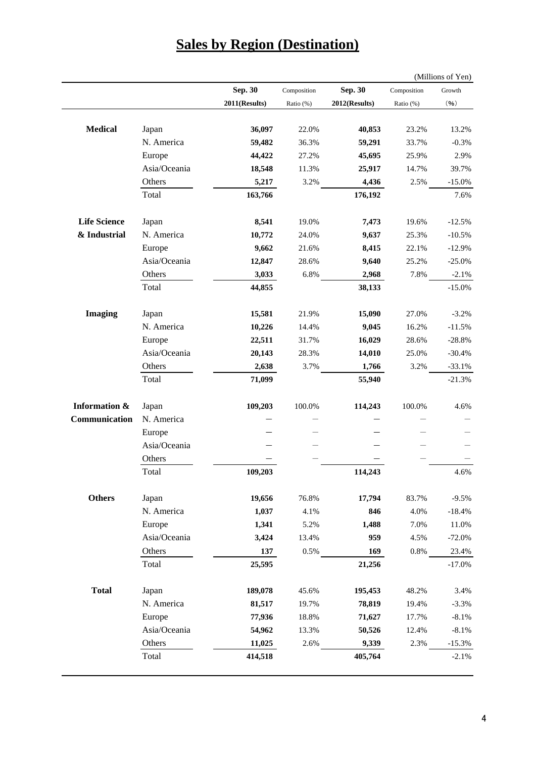# Sales by Region (Destination)

(Millions of Yen)

| | | Sep. 30 2011(Results) | Composition Ratio (%) | Sep. 30 2012(Results) | Composition Ratio (%) | Growth (%) |
|---|---|---|---|---|---|---|
| **Medical** | Japan | **36,097** | 22.0% | **40,853** | 23.2% | 13.2% |
| | N. America | **59,482** | 36.3% | **59,291** | 33.7% | -0.3% |
| | Europe | **44,422** | 27.2% | **45,695** | 25.9% | 2.9% |
| | Asia/Oceania | **18,548** | 11.3% | **25,917** | 14.7% | 39.7% |
| | Others | **5,217** | 3.2% | **4,436** | 2.5% | -15.0% |
| | Total | **163,766** | | **176,192** | | 7.6% |
| **Life Science & Industrial** | Japan | **8,541** | 19.0% | **7,473** | 19.6% | -12.5% |
| | N. America | **10,772** | 24.0% | **9,637** | 25.3% | -10.5% |
| | Europe | **9,662** | 21.6% | **8,415** | 22.1% | -12.9% |
| | Asia/Oceania | **12,847** | 28.6% | **9,640** | 25.2% | -25.0% |
| | Others | **3,033** | 6.8% | **2,968** | 7.8% | -2.1% |
| | Total | **44,855** | | **38,133** | | -15.0% |
| **Imaging** | Japan | **15,581** | 21.9% | **15,090** | 27.0% | -3.2% |
| | N. America | **10,226** | 14.4% | **9,045** | 16.2% | -11.5% |
| | Europe | **22,511** | 31.7% | **16,029** | 28.6% | -28.8% |
| | Asia/Oceania | **20,143** | 28.3% | **14,010** | 25.0% | -30.4% |
| | Others | **2,638** | 3.7% | **1,766** | 3.2% | -33.1% |
| | Total | **71,099** | | **55,940** | | -21.3% |
| **Information & Communication** | Japan | **109,203** | 100.0% | **114,243** | 100.0% | 4.6% |
| | N. America | – | – | – | – | – |
| | Europe | – | – | – | – | – |
| | Asia/Oceania | – | – | – | – | – |
| | Others | – | – | – | – | – |
| | Total | **109,203** | | **114,243** | | 4.6% |
| **Others** | Japan | **19,656** | 76.8% | **17,794** | 83.7% | -9.5% |
| | N. America | **1,037** | 4.1% | **846** | 4.0% | -18.4% |
| | Europe | **1,341** | 5.2% | **1,488** | 7.0% | 11.0% |
| | Asia/Oceania | **3,424** | 13.4% | **959** | 4.5% | -72.0% |
| | Others | **137** | 0.5% | **169** | 0.8% | 23.4% |
| | Total | **25,595** | | **21,256** | | -17.0% |
| **Total** | Japan | **189,078** | 45.6% | **195,453** | 48.2% | 3.4% |
| | N. America | **81,517** | 19.7% | **78,819** | 19.4% | -3.3% |
| | Europe | **77,936** | 18.8% | **71,627** | 17.7% | -8.1% |
| | Asia/Oceania | **54,962** | 13.3% | **50,526** | 12.4% | -8.1% |
| | Others | **11,025** | 2.6% | **9,339** | 2.3% | -15.3% |
| | Total | **414,518** | | **405,764** | | -2.1% |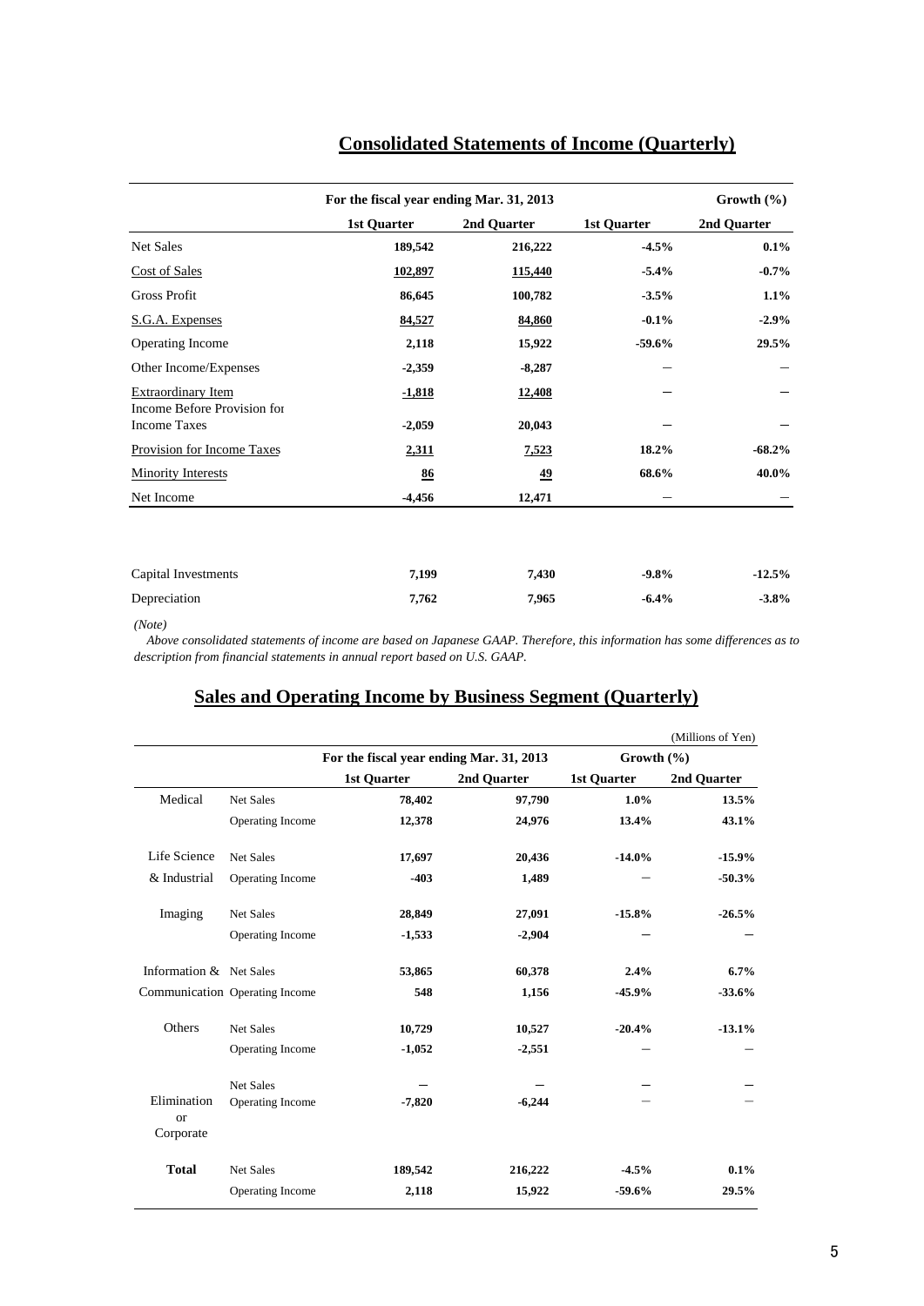## Consolidated Statements of Income (Quarterly)

| | For the fiscal year ending Mar. 31, 2013 | | Growth (%) | |
|---|---|---|---|---|
| | 1st Quarter | 2nd Quarter | 1st Quarter | 2nd Quarter |
| Net Sales | 189,542 | 216,222 | -4.5% | 0.1% |
| Cost of Sales | 102,897 | 115,440 | -5.4% | -0.7% |
| Gross Profit | 86,645 | 100,782 | -3.5% | 1.1% |
| S.G.A. Expenses | 84,527 | 84,860 | -0.1% | -2.9% |
| Operating Income | 2,118 | 15,922 | -59.6% | 29.5% |
| Other Income/Expenses | -2,359 | -8,287 | — | — |
| Extraordinary Item | -1,818 | 12,408 | — | — |
| Income Before Provision for Income Taxes | -2,059 | 20,043 | — | — |
| Provision for Income Taxes | 2,311 | 7,523 | 18.2% | -68.2% |
| Minority Interests | 86 | 49 | 68.6% | 40.0% |
| Net Income | -4,456 | 12,471 | — | — |

| | 1st Quarter | 2nd Quarter | 1st Quarter | 2nd Quarter |
|---|---|---|---|---|
| Capital Investments | 7,199 | 7,430 | -9.8% | -12.5% |
| Depreciation | 7,762 | 7,965 | -6.4% | -3.8% |

*(Note)*
*Above consolidated statements of income are based on Japanese GAAP. Therefore, this information has some differences as to description from financial statements in annual report based on U.S. GAAP.*

## Sales and Operating Income by Business Segment (Quarterly)

(Millions of Yen)

| | | For the fiscal year ending Mar. 31, 2013 | | Growth (%) | |
|---|---|---|---|---|---|
| | | 1st Quarter | 2nd Quarter | 1st Quarter | 2nd Quarter |
| Medical | Net Sales | 78,402 | 97,790 | 1.0% | 13.5% |
| | Operating Income | 12,378 | 24,976 | 13.4% | 43.1% |
| Life Science & Industrial | Net Sales | 17,697 | 20,436 | -14.0% | -15.9% |
| | Operating Income | -403 | 1,489 | — | -50.3% |
| Imaging | Net Sales | 28,849 | 27,091 | -15.8% | -26.5% |
| | Operating Income | -1,533 | -2,904 | — | — |
| Information & Communication | Net Sales | 53,865 | 60,378 | 2.4% | 6.7% |
| | Operating Income | 548 | 1,156 | -45.9% | -33.6% |
| Others | Net Sales | 10,729 | 10,527 | -20.4% | -13.1% |
| | Operating Income | -1,052 | -2,551 | — | — |
| Elimination or Corporate | Net Sales | — | — | — | — |
| | Operating Income | -7,820 | -6,244 | — | — |
| **Total** | Net Sales | 189,542 | 216,222 | -4.5% | 0.1% |
| | Operating Income | 2,118 | 15,922 | -59.6% | 29.5% |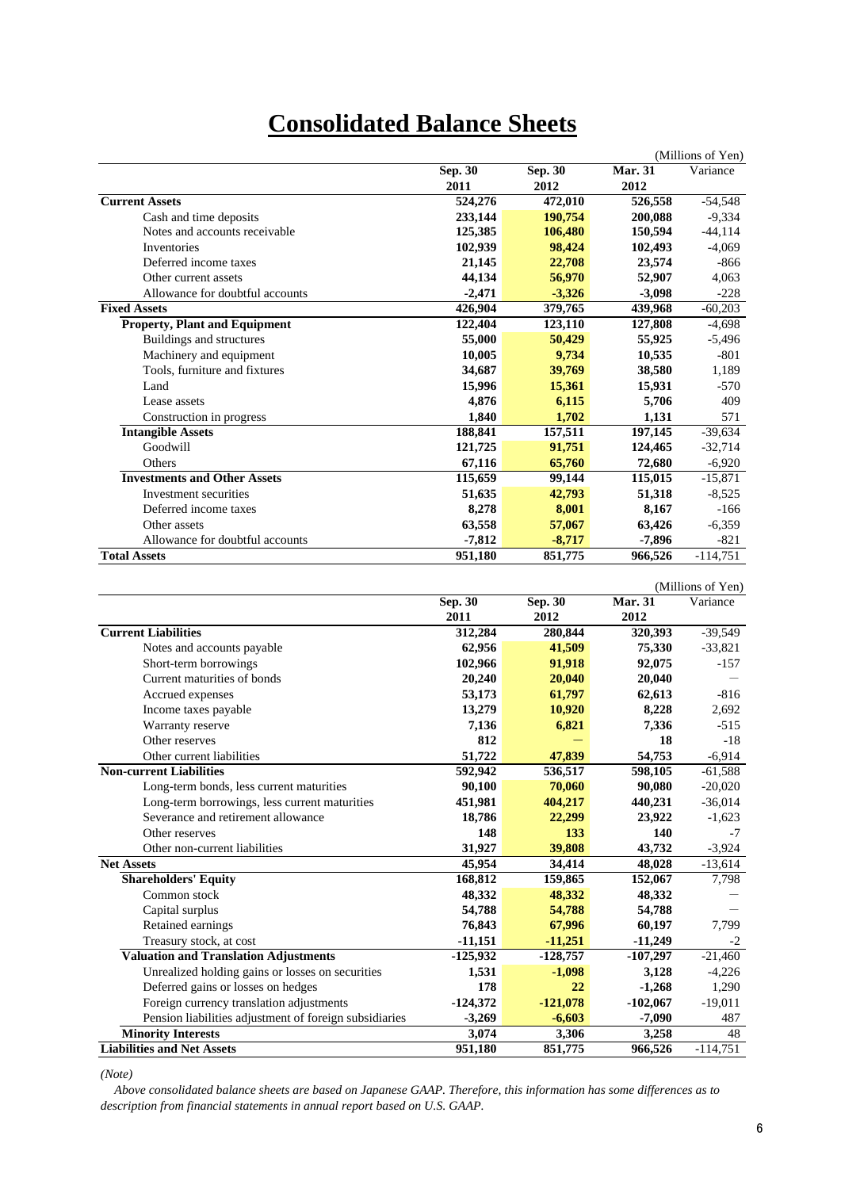# Consolidated Balance Sheets

(Millions of Yen)

| | Sep. 30 2011 | Sep. 30 2012 | Mar. 31 2012 | Variance |
|---|---|---|---|---|
| **Current Assets** | **524,276** | **472,010** | **526,558** | -54,548 |
| Cash and time deposits | **233,144** | **190,754** | **200,088** | -9,334 |
| Notes and accounts receivable | **125,385** | **106,480** | **150,594** | -44,114 |
| Inventories | **102,939** | **98,424** | **102,493** | -4,069 |
| Deferred income taxes | **21,145** | **22,708** | **23,574** | -866 |
| Other current assets | **44,134** | **56,970** | **52,907** | 4,063 |
| Allowance for doubtful accounts | **-2,471** | **-3,326** | **-3,098** | -228 |
| **Fixed Assets** | **426,904** | **379,765** | **439,968** | -60,203 |
| **Property, Plant and Equipment** | **122,404** | **123,110** | **127,808** | -4,698 |
| Buildings and structures | **55,000** | **50,429** | **55,925** | -5,496 |
| Machinery and equipment | **10,005** | **9,734** | **10,535** | -801 |
| Tools, furniture and fixtures | **34,687** | **39,769** | **38,580** | 1,189 |
| Land | **15,996** | **15,361** | **15,931** | -570 |
| Lease assets | **4,876** | **6,115** | **5,706** | 409 |
| Construction in progress | **1,840** | **1,702** | **1,131** | 571 |
| **Intangible Assets** | **188,841** | **157,511** | **197,145** | -39,634 |
| Goodwill | **121,725** | **91,751** | **124,465** | -32,714 |
| Others | **67,116** | **65,760** | **72,680** | -6,920 |
| **Investments and Other Assets** | **115,659** | **99,144** | **115,015** | -15,871 |
| Investment securities | **51,635** | **42,793** | **51,318** | -8,525 |
| Deferred income taxes | **8,278** | **8,001** | **8,167** | -166 |
| Other assets | **63,558** | **57,067** | **63,426** | -6,359 |
| Allowance for doubtful accounts | **-7,812** | **-8,717** | **-7,896** | -821 |
| **Total Assets** | **951,180** | **851,775** | **966,526** | -114,751 |

(Millions of Yen)

| | Sep. 30 2011 | Sep. 30 2012 | Mar. 31 2012 | Variance |
|---|---|---|---|---|
| **Current Liabilities** | **312,284** | **280,844** | **320,393** | -39,549 |
| Notes and accounts payable | **62,956** | **41,509** | **75,330** | -33,821 |
| Short-term borrowings | **102,966** | **91,918** | **92,075** | -157 |
| Current maturities of bonds | **20,240** | **20,040** | **20,040** | — |
| Accrued expenses | **53,173** | **61,797** | **62,613** | -816 |
| Income taxes payable | **13,279** | **10,920** | **8,228** | 2,692 |
| Warranty reserve | **7,136** | **6,821** | **7,336** | -515 |
| Other reserves | **812** | **—** | **18** | -18 |
| Other current liabilities | **51,722** | **47,839** | **54,753** | -6,914 |
| **Non-current Liabilities** | **592,942** | **536,517** | **598,105** | -61,588 |
| Long-term bonds, less current maturities | **90,100** | **70,060** | **90,080** | -20,020 |
| Long-term borrowings, less current maturities | **451,981** | **404,217** | **440,231** | -36,014 |
| Severance and retirement allowance | **18,786** | **22,299** | **23,922** | -1,623 |
| Other reserves | **148** | **133** | **140** | -7 |
| Other non-current liabilities | **31,927** | **39,808** | **43,732** | -3,924 |
| **Net Assets** | **45,954** | **34,414** | **48,028** | -13,614 |
| **Shareholders' Equity** | **168,812** | **159,865** | **152,067** | 7,798 |
| Common stock | **48,332** | **48,332** | **48,332** | — |
| Capital surplus | **54,788** | **54,788** | **54,788** | — |
| Retained earnings | **76,843** | **67,996** | **60,197** | 7,799 |
| Treasury stock, at cost | **-11,151** | **-11,251** | **-11,249** | -2 |
| **Valuation and Translation Adjustments** | **-125,932** | **-128,757** | **-107,297** | -21,460 |
| Unrealized holding gains or losses on securities | **1,531** | **-1,098** | **3,128** | -4,226 |
| Deferred gains or losses on hedges | **178** | **22** | **-1,268** | 1,290 |
| Foreign currency translation adjustments | **-124,372** | **-121,078** | **-102,067** | -19,011 |
| Pension liabilities adjustment of foreign subsidiaries | **-3,269** | **-6,603** | **-7,090** | 487 |
| **Minority Interests** | **3,074** | **3,306** | **3,258** | 48 |
| **Liabilities and Net Assets** | **951,180** | **851,775** | **966,526** | -114,751 |

*(Note)*

*Above consolidated balance sheets are based on Japanese GAAP. Therefore, this information has some differences as to description from financial statements in annual report based on U.S. GAAP.*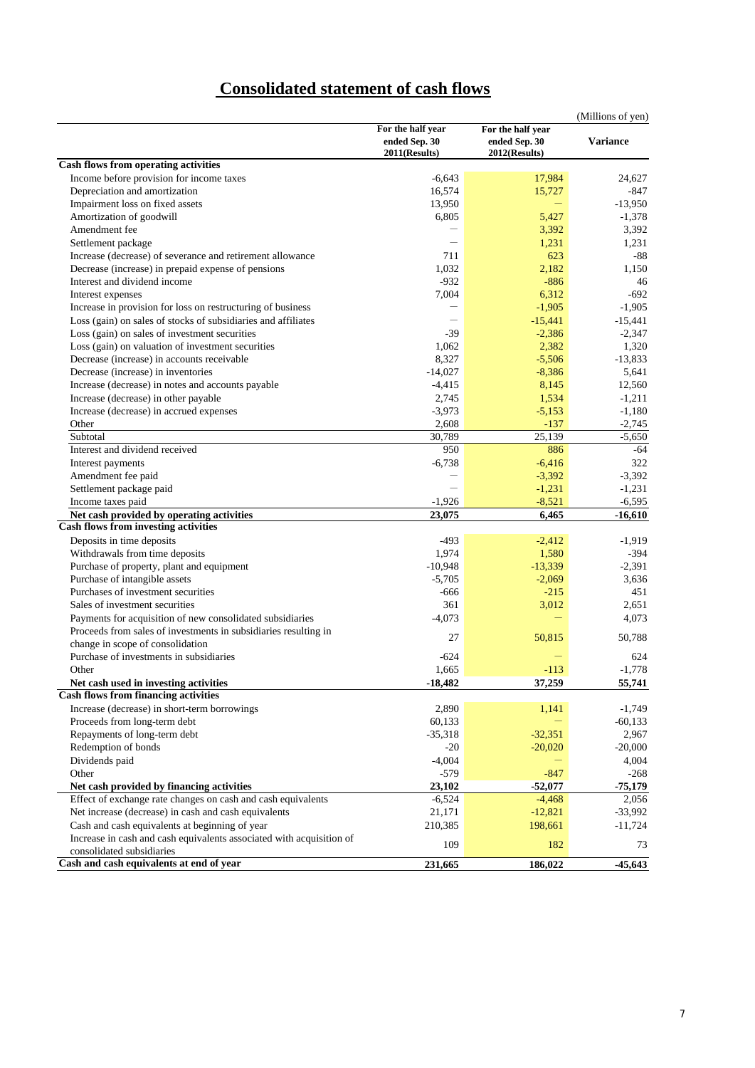# Consolidated statement of cash flows

(Millions of yen)

| | For the half year ended Sep. 30 2011(Results) | For the half year ended Sep. 30 2012(Results) | Variance |
|---|---|---|---|
| **Cash flows from operating activities** | | | |
| Income before provision for income taxes | -6,643 | 17,984 | 24,627 |
| Depreciation and amortization | 16,574 | 15,727 | -847 |
| Impairment loss on fixed assets | 13,950 | — | -13,950 |
| Amortization of goodwill | 6,805 | 5,427 | -1,378 |
| Amendment fee | — | 3,392 | 3,392 |
| Settlement package | — | 1,231 | 1,231 |
| Increase (decrease) of severance and retirement allowance | 711 | 623 | -88 |
| Decrease (increase) in prepaid expense of pensions | 1,032 | 2,182 | 1,150 |
| Interest and dividend income | -932 | -886 | 46 |
| Interest expenses | 7,004 | 6,312 | -692 |
| Increase in provision for loss on restructuring of business | — | -1,905 | -1,905 |
| Loss (gain) on sales of stocks of subsidiaries and affiliates | — | -15,441 | -15,441 |
| Loss (gain) on sales of investment securities | -39 | -2,386 | -2,347 |
| Loss (gain) on valuation of investment securities | 1,062 | 2,382 | 1,320 |
| Decrease (increase) in accounts receivable | 8,327 | -5,506 | -13,833 |
| Decrease (increase) in inventories | -14,027 | -8,386 | 5,641 |
| Increase (decrease) in notes and accounts payable | -4,415 | 8,145 | 12,560 |
| Increase (decrease) in other payable | 2,745 | 1,534 | -1,211 |
| Increase (decrease) in accrued expenses | -3,973 | -5,153 | -1,180 |
| Other | 2,608 | -137 | -2,745 |
| Subtotal | 30,789 | 25,139 | -5,650 |
| Interest and dividend received | 950 | 886 | -64 |
| Interest payments | -6,738 | -6,416 | 322 |
| Amendment fee paid | — | -3,392 | -3,392 |
| Settlement package paid | — | -1,231 | -1,231 |
| Income taxes paid | -1,926 | -8,521 | -6,595 |
| **Net cash provided by operating activities** | **23,075** | **6,465** | **-16,610** |
| **Cash flows from investing activities** | | | |
| Deposits in time deposits | -493 | -2,412 | -1,919 |
| Withdrawals from time deposits | 1,974 | 1,580 | -394 |
| Purchase of property, plant and equipment | -10,948 | -13,339 | -2,391 |
| Purchase of intangible assets | -5,705 | -2,069 | 3,636 |
| Purchases of investment securities | -666 | -215 | 451 |
| Sales of investment securities | 361 | 3,012 | 2,651 |
| Payments for acquisition of new consolidated subsidiaries | -4,073 | — | 4,073 |
| Proceeds from sales of investments in subsidiaries resulting in change in scope of consolidation | 27 | 50,815 | 50,788 |
| Purchase of investments in subsidiaries | -624 | — | 624 |
| Other | 1,665 | -113 | -1,778 |
| **Net cash used in investing activities** | **-18,482** | **37,259** | **55,741** |
| **Cash flows from financing activities** | | | |
| Increase (decrease) in short-term borrowings | 2,890 | 1,141 | -1,749 |
| Proceeds from long-term debt | 60,133 | — | -60,133 |
| Repayments of long-term debt | -35,318 | -32,351 | 2,967 |
| Redemption of bonds | -20 | -20,020 | -20,000 |
| Dividends paid | -4,004 | — | 4,004 |
| Other | -579 | -847 | -268 |
| **Net cash provided by financing activities** | **23,102** | **-52,077** | **-75,179** |
| Effect of exchange rate changes on cash and cash equivalents | -6,524 | -4,468 | 2,056 |
| Net increase (decrease) in cash and cash equivalents | 21,171 | -12,821 | -33,992 |
| Cash and cash equivalents at beginning of year | 210,385 | 198,661 | -11,724 |
| Increase in cash and cash equivalents associated with acquisition of consolidated subsidiaries | 109 | 182 | 73 |
| **Cash and cash equivalents at end of year** | **231,665** | **186,022** | **-45,643** |